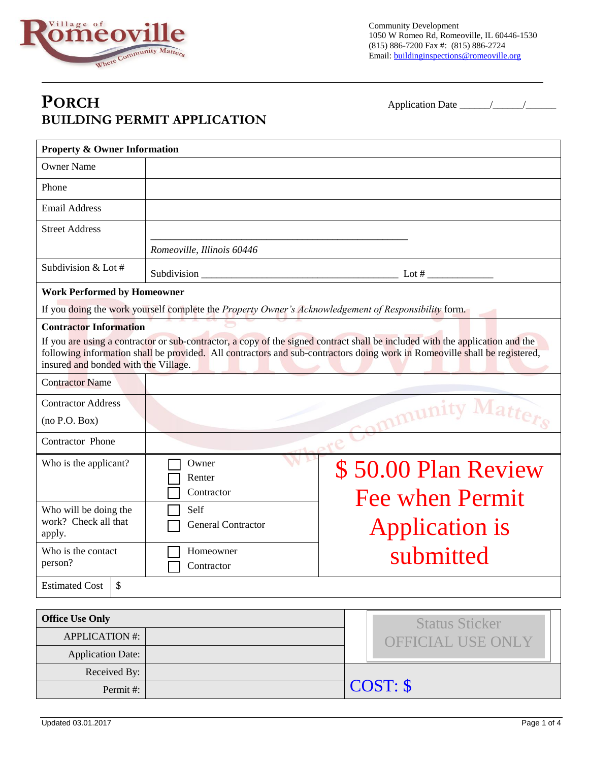Community Development
1050 W Romeo Rd, Romeoville, IL 60446-1530
(815) 886-7200 Fax #: (815) 886-2724
Email: buildinginspections@romeoville.org

# PORCH
## BUILDING PERMIT APPLICATION

Application Date ______/______/______

| **Property & Owner Information** | |
|---|---|
| Owner Name | |
| Phone | |
| Email Address | |
| Street Address | ______________________________ *Romeoville, Illinois 60446* |
| Subdivision & Lot # | Subdivision ______________________________ Lot # ____________ |

**Work Performed by Homeowner**

If you doing the work yourself complete the *Property Owner's Acknowledgement of Responsibility* form.

**Contractor Information**

If you are using a contractor or sub-contractor, a copy of the signed contract shall be included with the application and the following information shall be provided. All contractors and sub-contractors doing work in Romeoville shall be registered, insured and bonded with the Village.

| | |
|---|---|
| Contractor Name | |
| Contractor Address (no P.O. Box) | |
| Contractor Phone | |

| | | |
|---|---|---|
| Who is the applicant? | ☐ Owner ☐ Renter ☐ Contractor | $ 50.00 Plan Review Fee when Permit Application is submitted |
| Who will be doing the work? Check all that apply. | ☐ Self ☐ General Contractor | |
| Who is the contact person? | ☐ Homeowner ☐ Contractor | |
| Estimated Cost | $ | |

| **Office Use Only** | | Status Sticker OFFICIAL USE ONLY |
|---|---|---|
| APPLICATION #: | | |
| Application Date: | | |
| Received By: | | COST: $ |
| Permit #: | | |

Updated 03.01.2017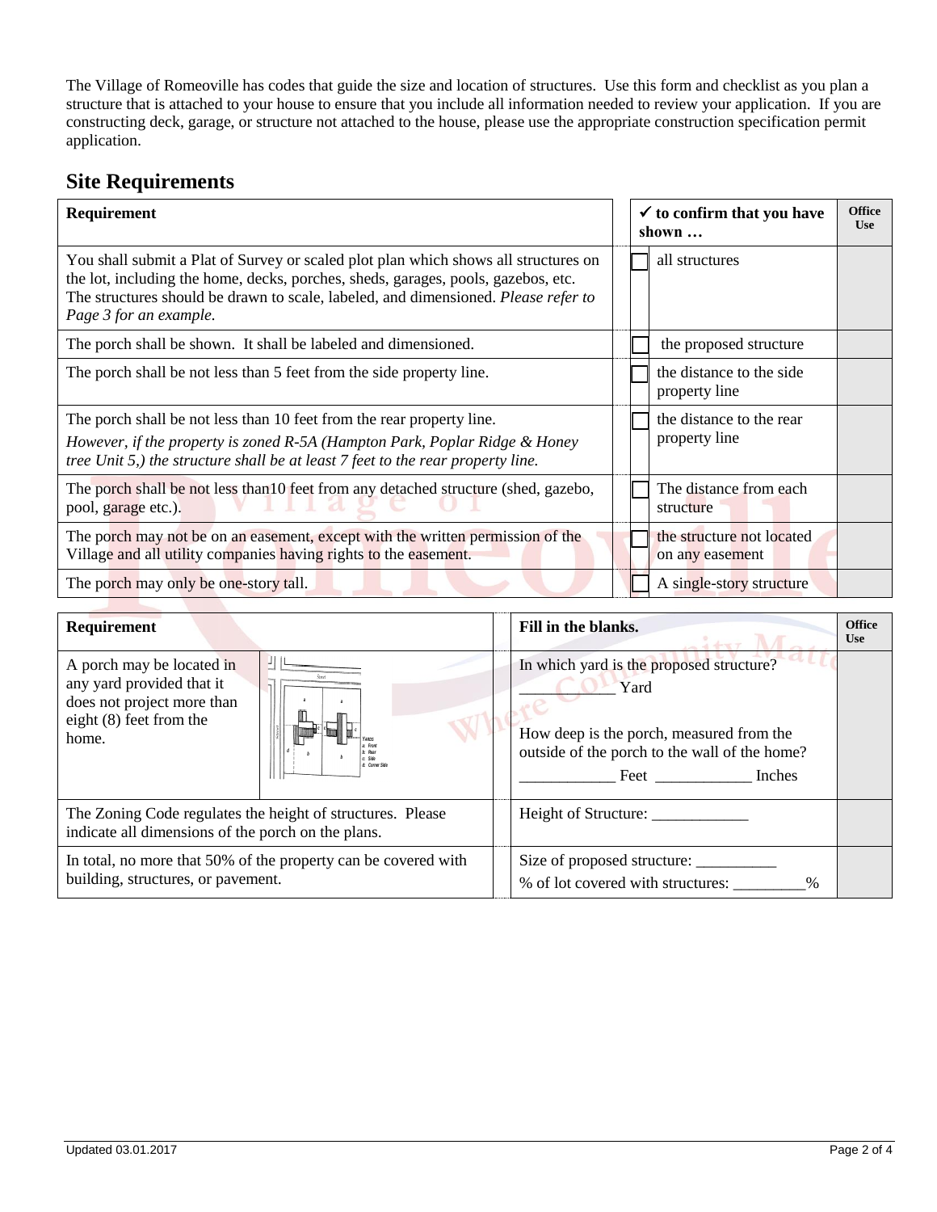The Village of Romeoville has codes that guide the size and location of structures. Use this form and checklist as you plan a structure that is attached to your house to ensure that you include all information needed to review your application. If you are constructing deck, garage, or structure not attached to the house, please use the appropriate construction specification permit application.

## Site Requirements

| Requirement | ✓ to confirm that you have shown … | Office Use |
|---|---|---|
| You shall submit a Plat of Survey or scaled plot plan which shows all structures on the lot, including the home, decks, porches, sheds, garages, pools, gazebos, etc. The structures should be drawn to scale, labeled, and dimensioned. *Please refer to Page 3 for an example.* | ☐ all structures | |
| The porch shall be shown. It shall be labeled and dimensioned. | ☐ the proposed structure | |
| The porch shall be not less than 5 feet from the side property line. | ☐ the distance to the side property line | |
| The porch shall be not less than 10 feet from the rear property line. *However, if the property is zoned R-5A (Hampton Park, Poplar Ridge & Honey tree Unit 5,) the structure shall be at least 7 feet to the rear property line.* | ☐ the distance to the rear property line | |
| The porch shall be not less than10 feet from any detached structure (shed, gazebo, pool, garage etc.). | ☐ The distance from each structure | |
| The porch may not be on an easement, except with the written permission of the Village and all utility companies having rights to the easement. | ☐ the structure not located on any easement | |
| The porch may only be one-story tall. | ☐ A single-story structure | |

| Requirement | Fill in the blanks. | Office Use |
|---|---|---|
| A porch may be located in any yard provided that it does not project more than eight (8) feet from the home. | In which yard is the proposed structure? ____________ Yard<br><br>How deep is the porch, measured from the outside of the porch to the wall of the home? ____________ Feet ____________ Inches | |
| The Zoning Code regulates the height of structures. Please indicate all dimensions of the porch on the plans. | Height of Structure: ____________ | |
| In total, no more that 50% of the property can be covered with building, structures, or pavement. | Size of proposed structure: __________<br>% of lot covered with structures: _________% | |

Updated 03.01.2017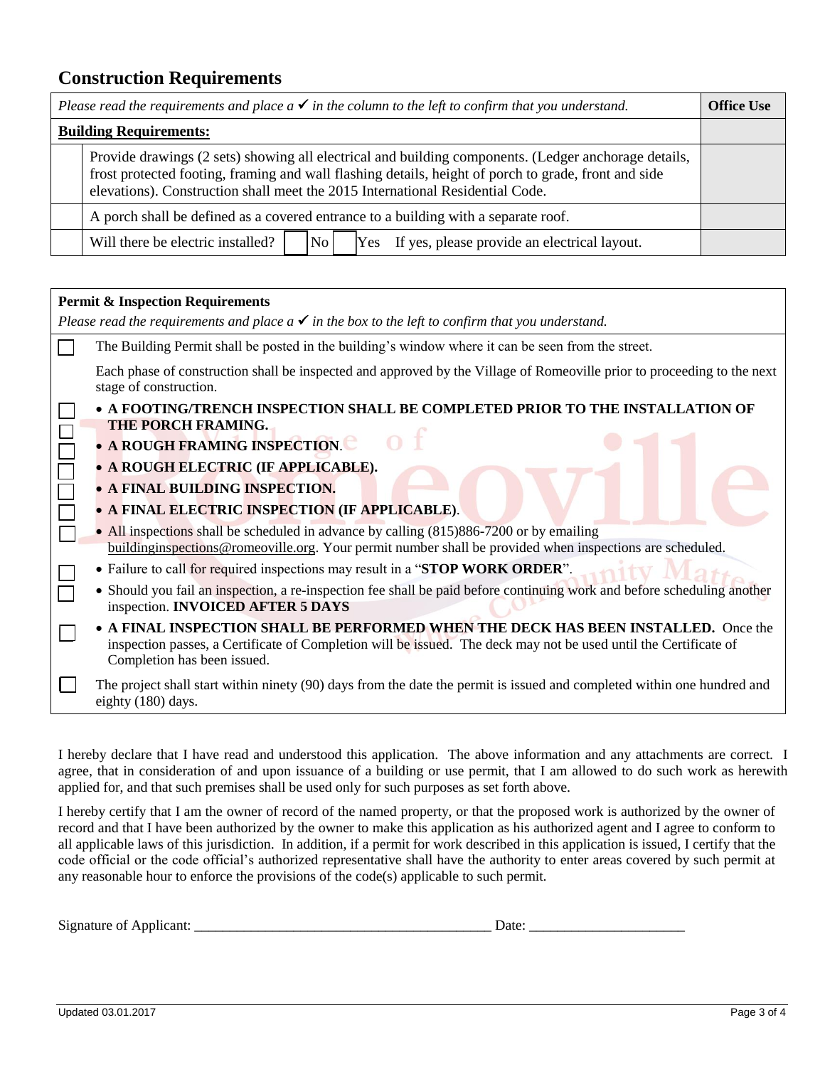## Construction Requirements

| | *Please read the requirements and place a ✓ in the column to the left to confirm that you understand.* | **Office Use** |
|---|---|---|
| | **Building Requirements:** | |
| | Provide drawings (2 sets) showing all electrical and building components. (Ledger anchorage details, frost protected footing, framing and wall flashing details, height of porch to grade, front and side elevations). Construction shall meet the 2015 International Residential Code. | |
| | A porch shall be defined as a covered entrance to a building with a separate roof. | |
| | Will there be electric installed? ☐ No ☐ Yes If yes, please provide an electrical layout. | |

**Permit & Inspection Requirements**

*Please read the requirements and place a ✓ in the box to the left to confirm that you understand.*

☐ The Building Permit shall be posted in the building's window where it can be seen from the street.

Each phase of construction shall be inspected and approved by the Village of Romeoville prior to proceeding to the next stage of construction.

- ☐ **A FOOTING/TRENCH INSPECTION SHALL BE COMPLETED PRIOR TO THE INSTALLATION OF THE PORCH FRAMING.**
- ☐ **A ROUGH FRAMING INSPECTION**.
- ☐ **A ROUGH ELECTRIC (IF APPLICABLE).**
- ☐ **A FINAL BUILDING INSPECTION.**
- ☐ **A FINAL ELECTRIC INSPECTION (IF APPLICABLE)**.
- ☐ All inspections shall be scheduled in advance by calling (815)886-7200 or by emailing buildinginspections@romeoville.org. Your permit number shall be provided when inspections are scheduled.
- ☐ Failure to call for required inspections may result in a "**STOP WORK ORDER**".
- ☐ Should you fail an inspection, a re-inspection fee shall be paid before continuing work and before scheduling another inspection. **INVOICED AFTER 5 DAYS**
- ☐ **A FINAL INSPECTION SHALL BE PERFORMED WHEN THE DECK HAS BEEN INSTALLED.** Once the inspection passes, a Certificate of Completion will be issued. The deck may not be used until the Certificate of Completion has been issued.

☐ The project shall start within ninety (90) days from the date the permit is issued and completed within one hundred and eighty (180) days.

I hereby declare that I have read and understood this application. The above information and any attachments are correct. I agree, that in consideration of and upon issuance of a building or use permit, that I am allowed to do such work as herewith applied for, and that such premises shall be used only for such purposes as set forth above.

I hereby certify that I am the owner of record of the named property, or that the proposed work is authorized by the owner of record and that I have been authorized by the owner to make this application as his authorized agent and I agree to conform to all applicable laws of this jurisdiction. In addition, if a permit for work described in this application is issued, I certify that the code official or the code official's authorized representative shall have the authority to enter areas covered by such permit at any reasonable hour to enforce the provisions of the code(s) applicable to such permit.

Signature of Applicant: ___________________________________________ Date: ______________________

Updated 03.01.2017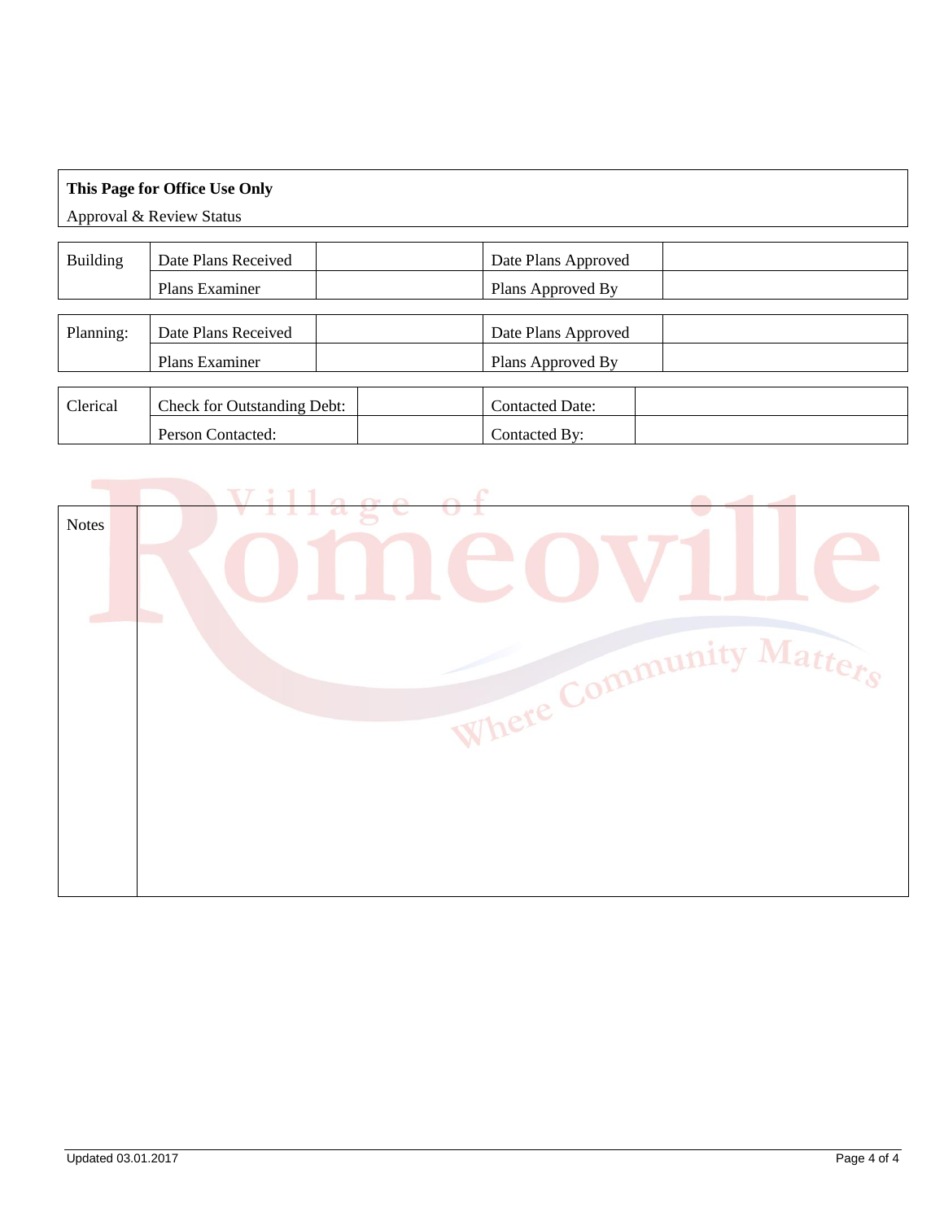**This Page for Office Use Only**

Approval & Review Status

| | | | | |
|---|---|---|---|---|
| Building | Date Plans Received | | Date Plans Approved | |
| | Plans Examiner | | Plans Approved By | |

| | | | | |
|---|---|---|---|---|
| Planning: | Date Plans Received | | Date Plans Approved | |
| | Plans Examiner | | Plans Approved By | |

| | | | | |
|---|---|---|---|---|
| Clerical | Check for Outstanding Debt: | | Contacted Date: | |
| | Person Contacted: | | Contacted By: | |

| | |
|---|---|
| Notes | |

Updated 03.01.2017